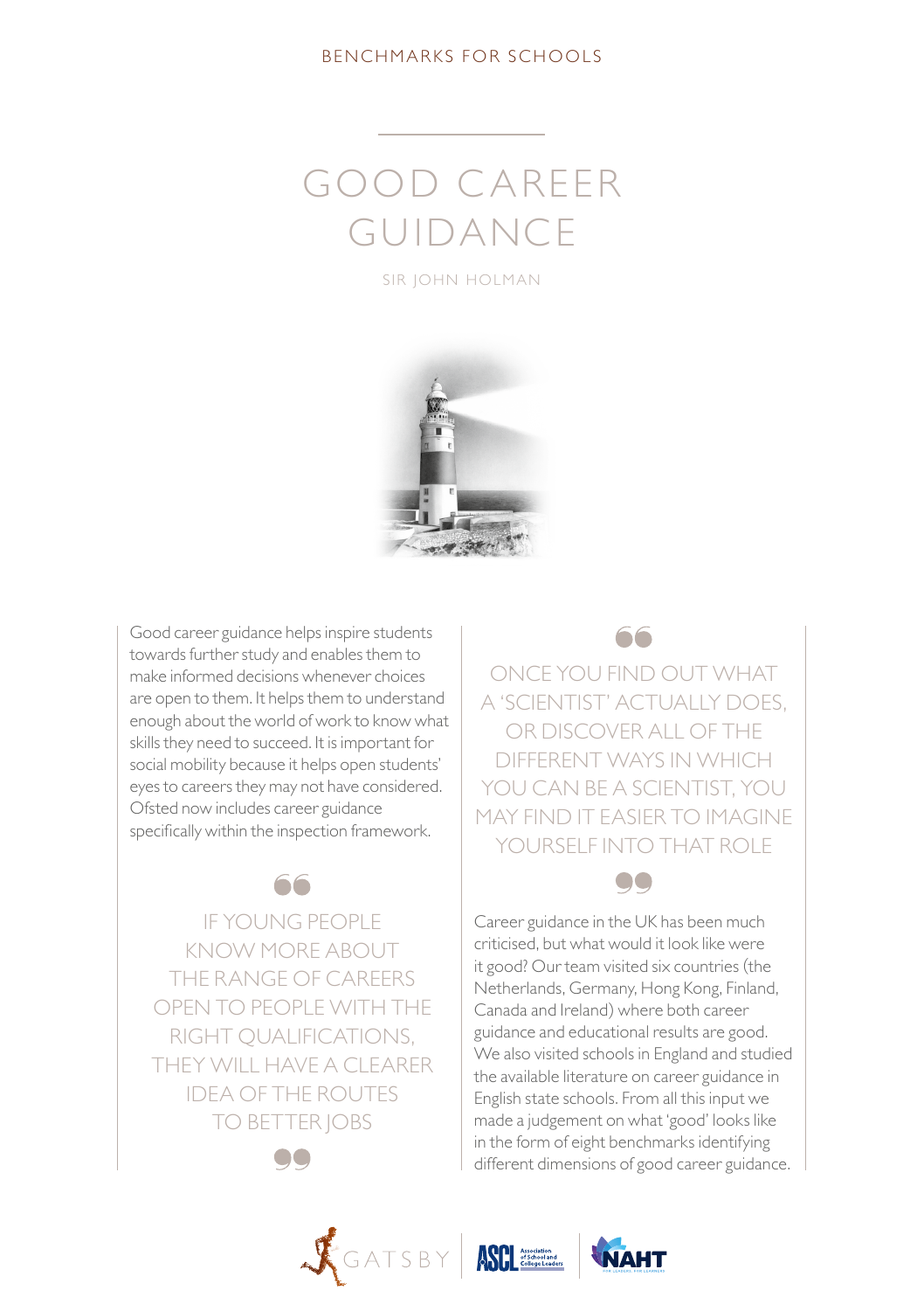BENCHMARKS FOR SCHOOLS

# GOOD CAREER GUIDANCE

SIR JOHN HOLMAN

Good career guidance helps inspire students towards further study and enables them to make informed decisions whenever choices are open to them. It helps them to understand enough about the world of work to know what skills they need to succeed. It is important for social mobility because it helps open students' eyes to careers they may not have considered. Ofsted now includes career guidance specifically within the inspection framework.

> IF YOUNG PEOPLE KNOW MORE ABOUT THE RANGE OF CAREERS OPEN TO PEOPLE WITH THE RIGHT QUALIFICATIONS, THEY WILL HAVE A CLEARER IDEA OF THE ROUTES TO BETTER JOBS

> ONCE YOU FIND OUT WHAT A 'SCIENTIST' ACTUALLY DOES, OR DISCOVER ALL OF THE DIFFERENT WAYS IN WHICH YOU CAN BE A SCIENTIST, YOU MAY FIND IT EASIER TO IMAGINE YOURSELF INTO THAT ROLE

Career guidance in the UK has been much criticised, but what would it look like were it good? Our team visited six countries (the Netherlands, Germany, Hong Kong, Finland, Canada and Ireland) where both career guidance and educational results are good. We also visited schools in England and studied the available literature on career guidance in English state schools. From all this input we made a judgement on what 'good' looks like in the form of eight benchmarks identifying different dimensions of good career guidance.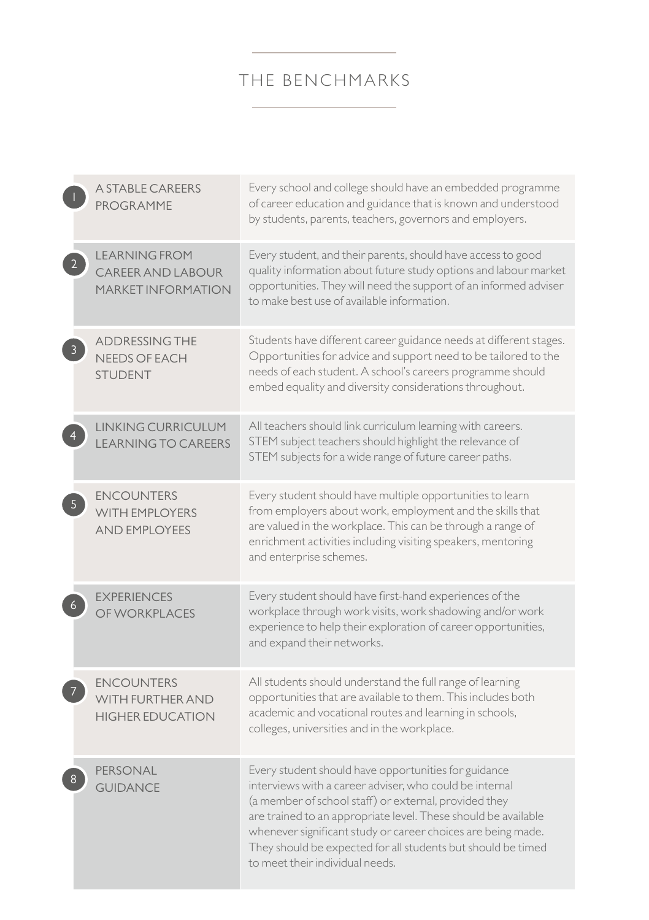# THE BENCHMARKS

| # | Benchmark | Description |
|---|---|---|
| 1 | A STABLE CAREERS PROGRAMME | Every school and college should have an embedded programme of career education and guidance that is known and understood by students, parents, teachers, governors and employers. |
| 2 | LEARNING FROM CAREER AND LABOUR MARKET INFORMATION | Every student, and their parents, should have access to good quality information about future study options and labour market opportunities. They will need the support of an informed adviser to make best use of available information. |
| 3 | ADDRESSING THE NEEDS OF EACH STUDENT | Students have different career guidance needs at different stages. Opportunities for advice and support need to be tailored to the needs of each student. A school's careers programme should embed equality and diversity considerations throughout. |
| 4 | LINKING CURRICULUM LEARNING TO CAREERS | All teachers should link curriculum learning with careers. STEM subject teachers should highlight the relevance of STEM subjects for a wide range of future career paths. |
| 5 | ENCOUNTERS WITH EMPLOYERS AND EMPLOYEES | Every student should have multiple opportunities to learn from employers about work, employment and the skills that are valued in the workplace. This can be through a range of enrichment activities including visiting speakers, mentoring and enterprise schemes. |
| 6 | EXPERIENCES OF WORKPLACES | Every student should have first-hand experiences of the workplace through work visits, work shadowing and/or work experience to help their exploration of career opportunities, and expand their networks. |
| 7 | ENCOUNTERS WITH FURTHER AND HIGHER EDUCATION | All students should understand the full range of learning opportunities that are available to them. This includes both academic and vocational routes and learning in schools, colleges, universities and in the workplace. |
| 8 | PERSONAL GUIDANCE | Every student should have opportunities for guidance interviews with a career adviser, who could be internal (a member of school staff) or external, provided they are trained to an appropriate level. These should be available whenever significant study or career choices are being made. They should be expected for all students but should be timed to meet their individual needs. |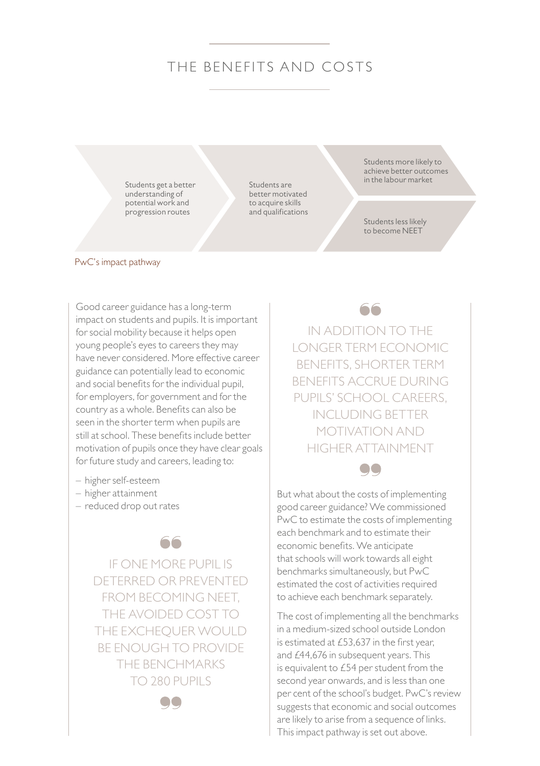# THE BENEFITS AND COSTS

Students get a better understanding of potential work and progression routes → Students are better motivated to acquire skills and qualifications → Students more likely to achieve better outcomes in the labour market / Students less likely to become NEET

PwC's impact pathway

Good career guidance has a long-term impact on students and pupils. It is important for social mobility because it helps open young people's eyes to careers they may have never considered. More effective career guidance can potentially lead to economic and social benefits for the individual pupil, for employers, for government and for the country as a whole. Benefits can also be seen in the shorter term when pupils are still at school. These benefits include better motivation of pupils once they have clear goals for future study and careers, leading to:

- higher self-esteem
- higher attainment
- reduced drop out rates

> IF ONE MORE PUPIL IS DETERRED OR PREVENTED FROM BECOMING NEET, THE AVOIDED COST TO THE EXCHEQUER WOULD BE ENOUGH TO PROVIDE THE BENCHMARKS TO 280 PUPILS

> IN ADDITION TO THE LONGER TERM ECONOMIC BENEFITS, SHORTER TERM BENEFITS ACCRUE DURING PUPILS' SCHOOL CAREERS, INCLUDING BETTER MOTIVATION AND HIGHER ATTAINMENT

But what about the costs of implementing good career guidance? We commissioned PwC to estimate the costs of implementing each benchmark and to estimate their economic benefits. We anticipate that schools will work towards all eight benchmarks simultaneously, but PwC estimated the cost of activities required to achieve each benchmark separately.

The cost of implementing all the benchmarks in a medium-sized school outside London is estimated at £53,637 in the first year, and £44,676 in subsequent years. This is equivalent to £54 per student from the second year onwards, and is less than one per cent of the school's budget. PwC's review suggests that economic and social outcomes are likely to arise from a sequence of links. This impact pathway is set out above.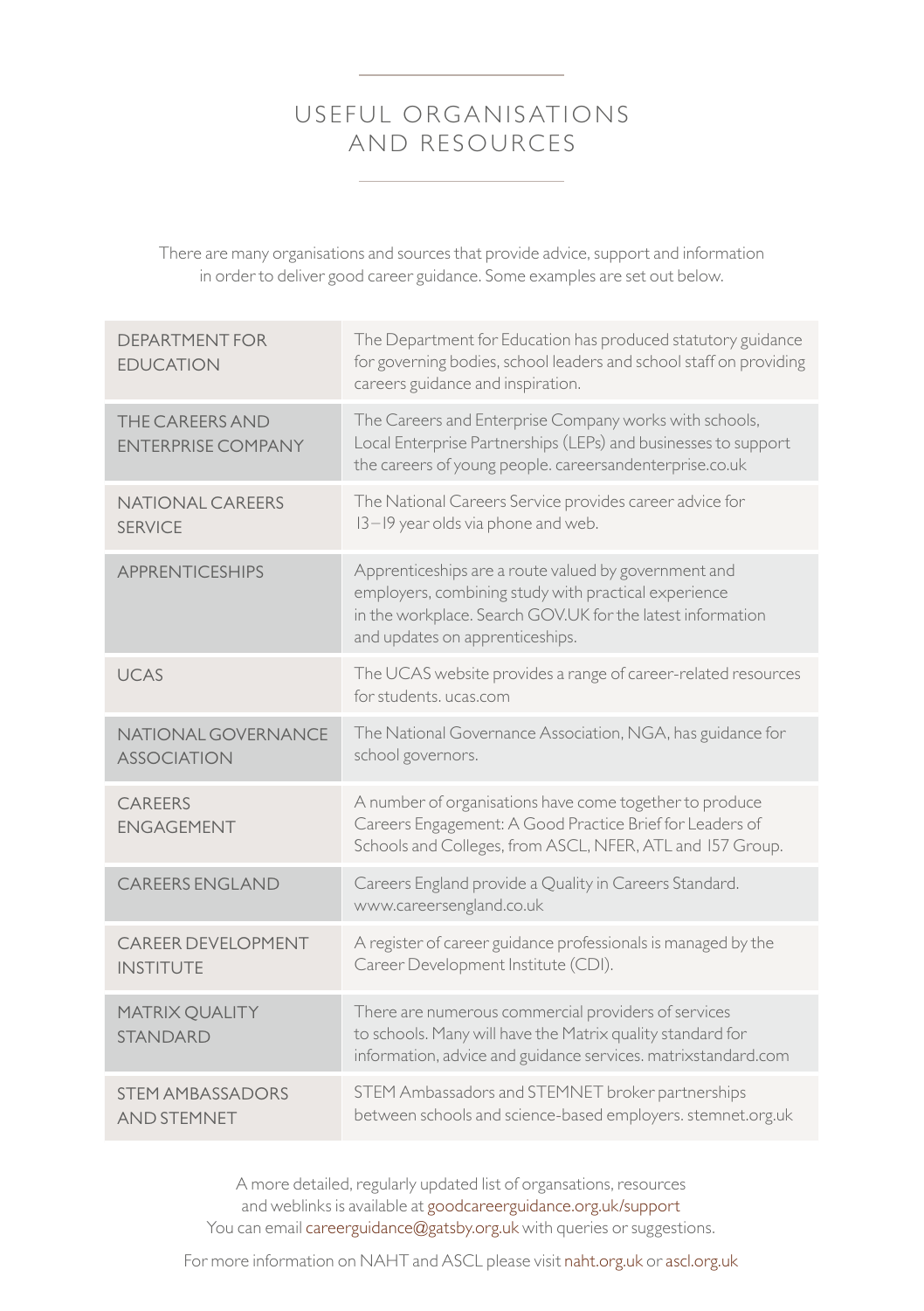# USEFUL ORGANISATIONS AND RESOURCES

There are many organisations and sources that provide advice, support and information in order to deliver good career guidance. Some examples are set out below.

| | |
|---|---|
| DEPARTMENT FOR EDUCATION | The Department for Education has produced statutory guidance for governing bodies, school leaders and school staff on providing careers guidance and inspiration. |
| THE CAREERS AND ENTERPRISE COMPANY | The Careers and Enterprise Company works with schools, Local Enterprise Partnerships (LEPs) and businesses to support the careers of young people. careersandenterprise.co.uk |
| NATIONAL CAREERS SERVICE | The National Careers Service provides career advice for 13–19 year olds via phone and web. |
| APPRENTICESHIPS | Apprenticeships are a route valued by government and employers, combining study with practical experience in the workplace. Search GOV.UK for the latest information and updates on apprenticeships. |
| UCAS | The UCAS website provides a range of career-related resources for students. ucas.com |
| NATIONAL GOVERNANCE ASSOCIATION | The National Governance Association, NGA, has guidance for school governors. |
| CAREERS ENGAGEMENT | A number of organisations have come together to produce Careers Engagement: A Good Practice Brief for Leaders of Schools and Colleges, from ASCL, NFER, ATL and 157 Group. |
| CAREERS ENGLAND | Careers England provide a Quality in Careers Standard. www.careersengland.co.uk |
| CAREER DEVELOPMENT INSTITUTE | A register of career guidance professionals is managed by the Career Development Institute (CDI). |
| MATRIX QUALITY STANDARD | There are numerous commercial providers of services to schools. Many will have the Matrix quality standard for information, advice and guidance services. matrixstandard.com |
| STEM AMBASSADORS AND STEMNET | STEM Ambassadors and STEMNET broker partnerships between schools and science-based employers. stemnet.org.uk |

A more detailed, regularly updated list of organsations, resources and weblinks is available at goodcareerguidance.org.uk/support
You can email careerguidance@gatsby.org.uk with queries or suggestions.

For more information on NAHT and ASCL please visit naht.org.uk or ascl.org.uk